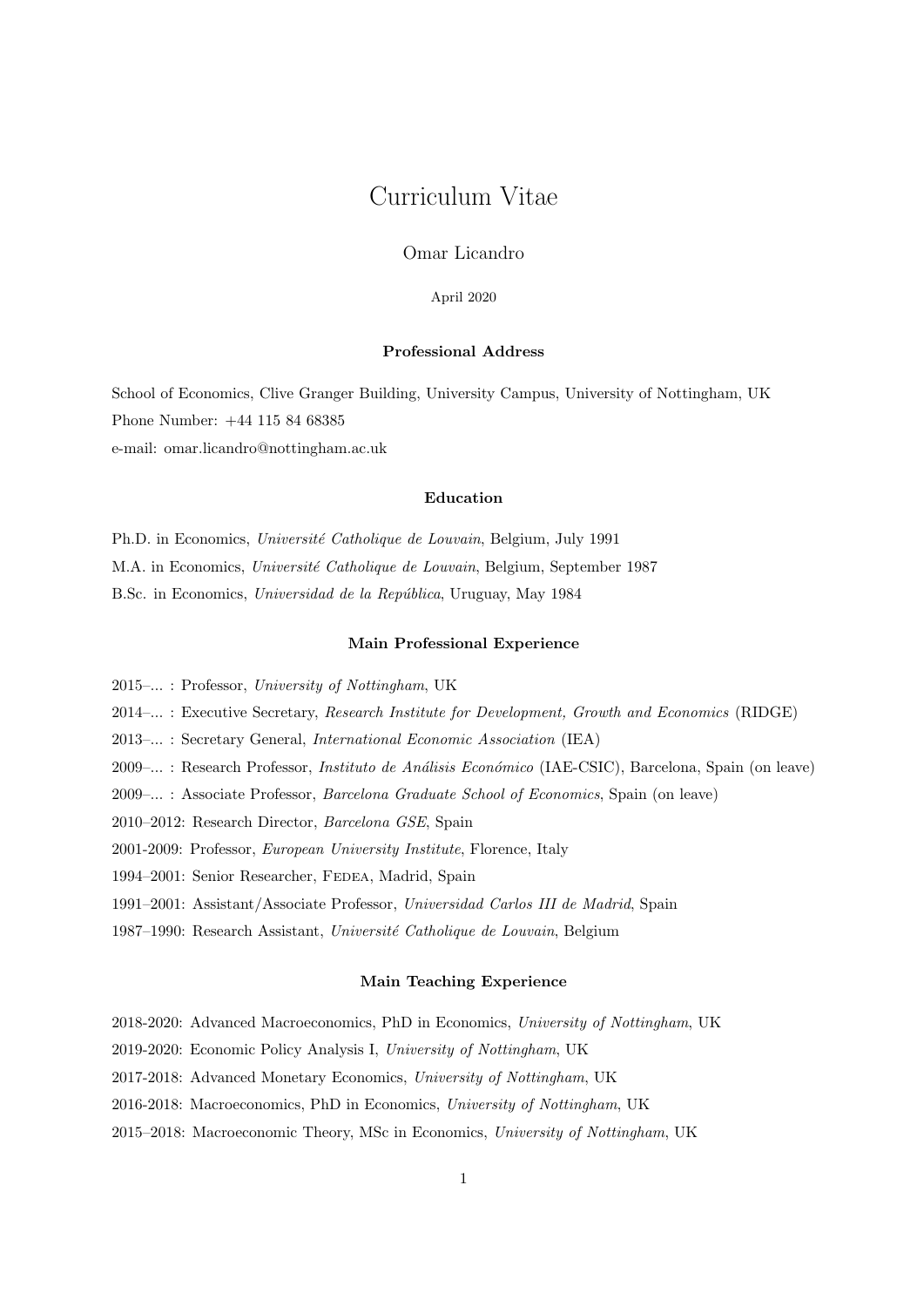# Curriculum Vitae

Omar Licandro

April 2020

### Professional Address

School of Economics, Clive Granger Building, University Campus, University of Nottingham, UK

Phone Number: +44 115 84 68385

e-mail: omar.licandro@nottingham.ac.uk

### Education

Ph.D. in Economics, *Université Catholique de Louvain*, Belgium, July 1991

M.A. in Economics, *Université Catholique de Louvain*, Belgium, September 1987

B.Sc. in Economics, *Universidad de la República*, Uruguay, May 1984

### Main Professional Experience

2015–... : Professor, *University of Nottingham*, UK

2014–... : Executive Secretary, *Research Institute for Development, Growth and Economics* (RIDGE)

2013–... : Secretary General, *International Economic Association* (IEA)

2009–... : Research Professor, *Instituto de Análisis Económico* (IAE-CSIC), Barcelona, Spain (on leave)

2009–... : Associate Professor, *Barcelona Graduate School of Economics*, Spain (on leave)

2010–2012: Research Director, *Barcelona GSE*, Spain

2001-2009: Professor, *European University Institute*, Florence, Italy

1994–2001: Senior Researcher, Fedea, Madrid, Spain

1991–2001: Assistant/Associate Professor, *Universidad Carlos III de Madrid*, Spain

1987–1990: Research Assistant, *Université Catholique de Louvain*, Belgium

### Main Teaching Experience

2018-2020: Advanced Macroeconomics, PhD in Economics, *University of Nottingham*, UK

2019-2020: Economic Policy Analysis I, *University of Nottingham*, UK

2017-2018: Advanced Monetary Economics, *University of Nottingham*, UK

2016-2018: Macroeconomics, PhD in Economics, *University of Nottingham*, UK

2015–2018: Macroeconomic Theory, MSc in Economics, *University of Nottingham*, UK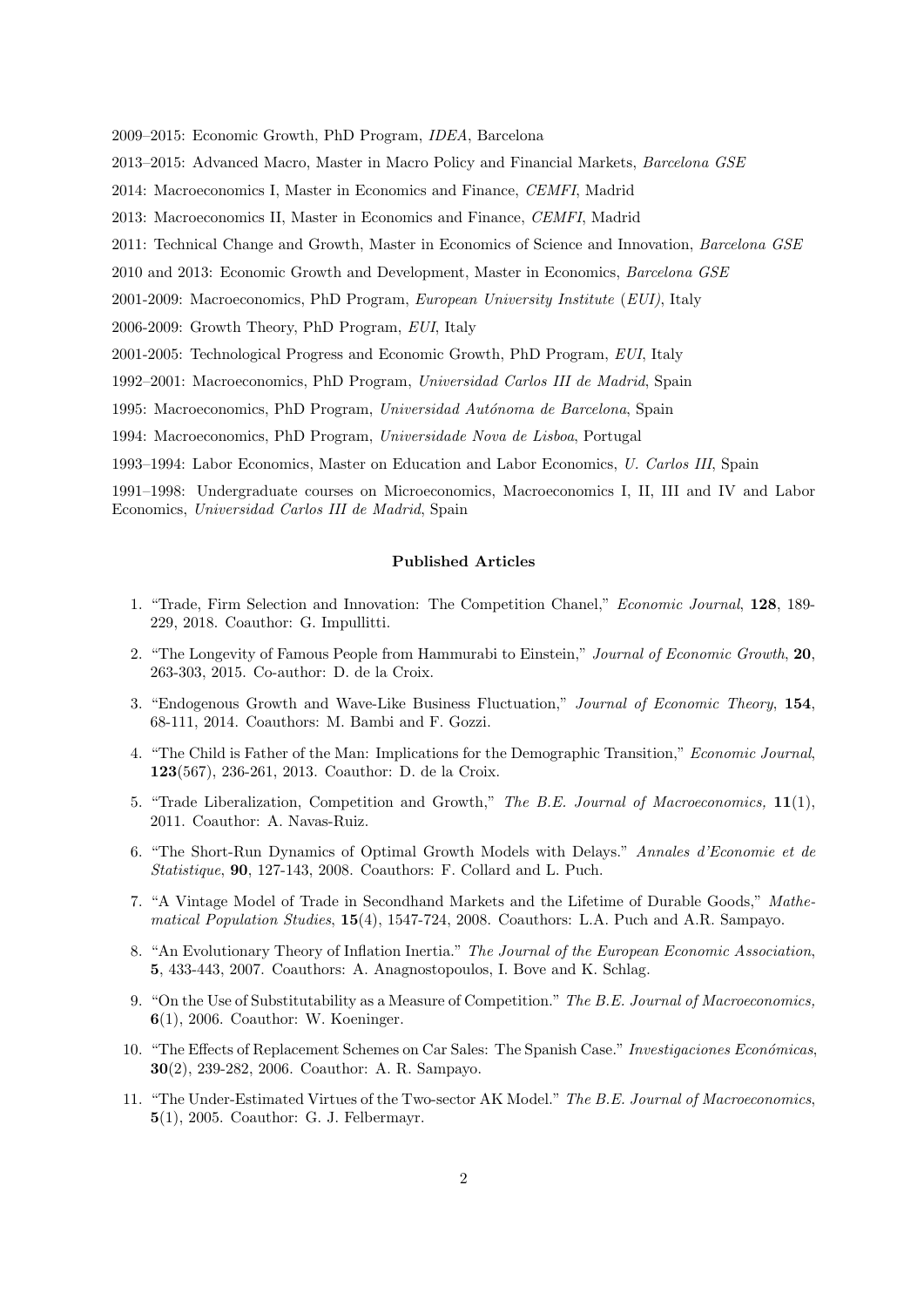2009–2015: Economic Growth, PhD Program, *IDEA*, Barcelona

2013–2015: Advanced Macro, Master in Macro Policy and Financial Markets, *Barcelona GSE*

2014: Macroeconomics I, Master in Economics and Finance, *CEMFI*, Madrid

2013: Macroeconomics II, Master in Economics and Finance, *CEMFI*, Madrid

2011: Technical Change and Growth, Master in Economics of Science and Innovation, *Barcelona GSE*

2010 and 2013: Economic Growth and Development, Master in Economics, *Barcelona GSE*

2001-2009: Macroeconomics, PhD Program, *European University Institute (EUI)*, Italy

2006-2009: Growth Theory, PhD Program, *EUI*, Italy

2001-2005: Technological Progress and Economic Growth, PhD Program, *EUI*, Italy

1992–2001: Macroeconomics, PhD Program, *Universidad Carlos III de Madrid*, Spain

1995: Macroeconomics, PhD Program, *Universidad Autónoma de Barcelona*, Spain

1994: Macroeconomics, PhD Program, *Universidade Nova de Lisboa*, Portugal

1993–1994: Labor Economics, Master on Education and Labor Economics, *U. Carlos III*, Spain

1991–1998: Undergraduate courses on Microeconomics, Macroeconomics I, II, III and IV and Labor Economics, *Universidad Carlos III de Madrid*, Spain

## Published Articles

1. "Trade, Firm Selection and Innovation: The Competition Chanel," *Economic Journal*, **128**, 189-229, 2018. Coauthor: G. Impullitti.
2. "The Longevity of Famous People from Hammurabi to Einstein," *Journal of Economic Growth*, **20**, 263-303, 2015. Co-author: D. de la Croix.
3. "Endogenous Growth and Wave-Like Business Fluctuation," *Journal of Economic Theory*, **154**, 68-111, 2014. Coauthors: M. Bambi and F. Gozzi.
4. "The Child is Father of the Man: Implications for the Demographic Transition," *Economic Journal*, **123**(567), 236-261, 2013. Coauthor: D. de la Croix.
5. "Trade Liberalization, Competition and Growth," *The B.E. Journal of Macroeconomics,* **11**(1), 2011. Coauthor: A. Navas-Ruiz.
6. "The Short-Run Dynamics of Optimal Growth Models with Delays." *Annales d'Economie et de Statistique*, **90**, 127-143, 2008. Coauthors: F. Collard and L. Puch.
7. "A Vintage Model of Trade in Secondhand Markets and the Lifetime of Durable Goods," *Mathematical Population Studies*, **15**(4), 1547-724, 2008. Coauthors: L.A. Puch and A.R. Sampayo.
8. "An Evolutionary Theory of Inflation Inertia." *The Journal of the European Economic Association*, **5**, 433-443, 2007. Coauthors: A. Anagnostopoulos, I. Bove and K. Schlag.
9. "On the Use of Substitutability as a Measure of Competition." *The B.E. Journal of Macroeconomics,* **6**(1), 2006. Coauthor: W. Koeninger.
10. "The Effects of Replacement Schemes on Car Sales: The Spanish Case." *Investigaciones Económicas*, **30**(2), 239-282, 2006. Coauthor: A. R. Sampayo.
11. "The Under-Estimated Virtues of the Two-sector AK Model." *The B.E. Journal of Macroeconomics*, **5**(1), 2005. Coauthor: G. J. Felbermayr.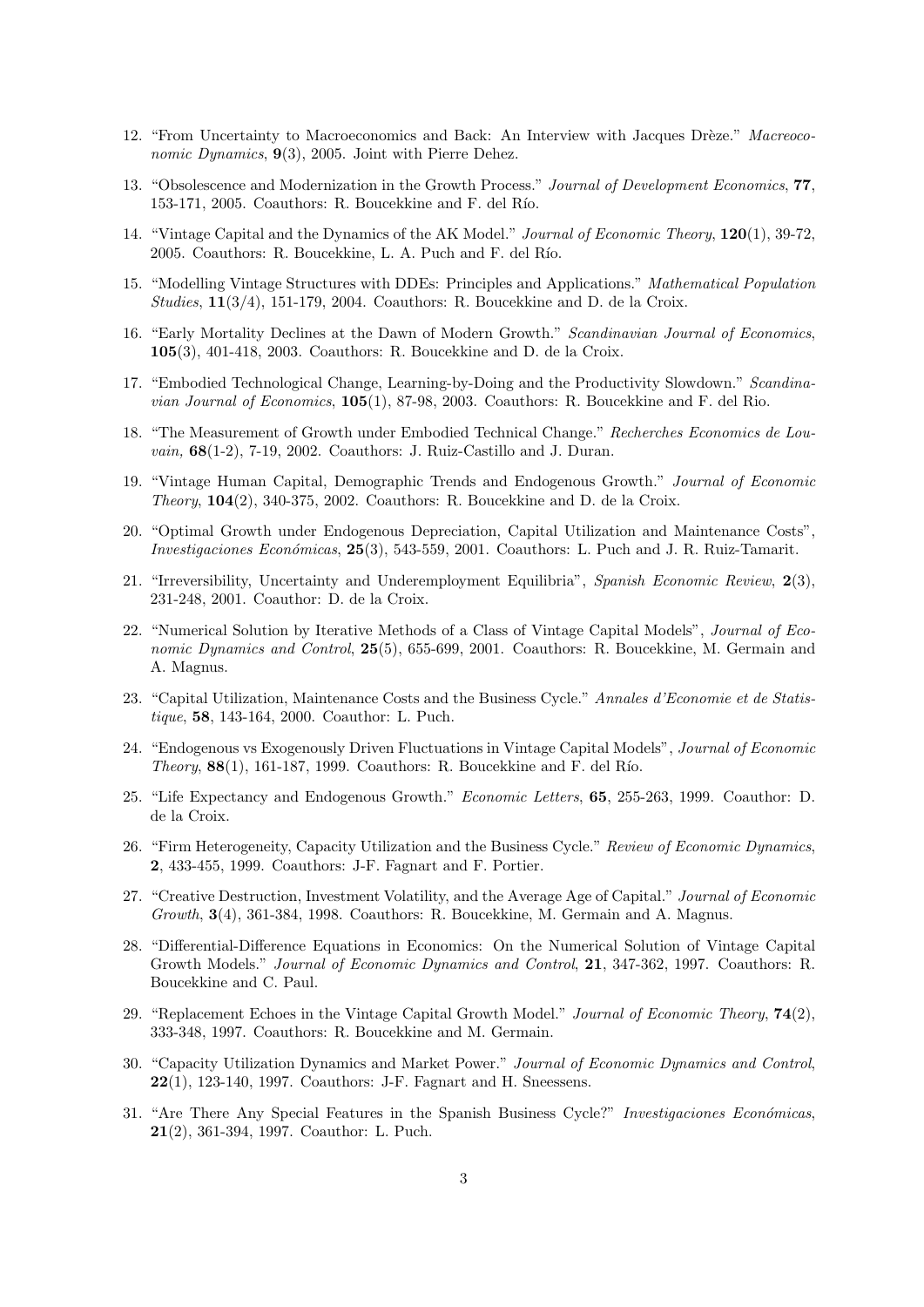12. "From Uncertainty to Macroeconomics and Back: An Interview with Jacques Drèze." *Macroeconomic Dynamics*, **9**(3), 2005. Joint with Pierre Dehez.

13. "Obsolescence and Modernization in the Growth Process." *Journal of Development Economics*, **77**, 153-171, 2005. Coauthors: R. Boucekkine and F. del Río.

14. "Vintage Capital and the Dynamics of the AK Model." *Journal of Economic Theory*, **120**(1), 39-72, 2005. Coauthors: R. Boucekkine, L. A. Puch and F. del Río.

15. "Modelling Vintage Structures with DDEs: Principles and Applications." *Mathematical Population Studies*, **11**(3/4), 151-179, 2004. Coauthors: R. Boucekkine and D. de la Croix.

16. "Early Mortality Declines at the Dawn of Modern Growth." *Scandinavian Journal of Economics*, **105**(3), 401-418, 2003. Coauthors: R. Boucekkine and D. de la Croix.

17. "Embodied Technological Change, Learning-by-Doing and the Productivity Slowdown." *Scandinavian Journal of Economics*, **105**(1), 87-98, 2003. Coauthors: R. Boucekkine and F. del Rio.

18. "The Measurement of Growth under Embodied Technical Change." *Recherches Economics de Louvain,* **68**(1-2), 7-19, 2002. Coauthors: J. Ruiz-Castillo and J. Duran.

19. "Vintage Human Capital, Demographic Trends and Endogenous Growth." *Journal of Economic Theory*, **104**(2), 340-375, 2002. Coauthors: R. Boucekkine and D. de la Croix.

20. "Optimal Growth under Endogenous Depreciation, Capital Utilization and Maintenance Costs", *Investigaciones Económicas*, **25**(3), 543-559, 2001. Coauthors: L. Puch and J. R. Ruiz-Tamarit.

21. "Irreversibility, Uncertainty and Underemployment Equilibria", *Spanish Economic Review*, **2**(3), 231-248, 2001. Coauthor: D. de la Croix.

22. "Numerical Solution by Iterative Methods of a Class of Vintage Capital Models", *Journal of Economic Dynamics and Control*, **25**(5), 655-699, 2001. Coauthors: R. Boucekkine, M. Germain and A. Magnus.

23. "Capital Utilization, Maintenance Costs and the Business Cycle." *Annales d'Economie et de Statistique*, **58**, 143-164, 2000. Coauthor: L. Puch.

24. "Endogenous vs Exogenously Driven Fluctuations in Vintage Capital Models", *Journal of Economic Theory*, **88**(1), 161-187, 1999. Coauthors: R. Boucekkine and F. del Río.

25. "Life Expectancy and Endogenous Growth." *Economic Letters*, **65**, 255-263, 1999. Coauthor: D. de la Croix.

26. "Firm Heterogeneity, Capacity Utilization and the Business Cycle." *Review of Economic Dynamics*, **2**, 433-455, 1999. Coauthors: J-F. Fagnart and F. Portier.

27. "Creative Destruction, Investment Volatility, and the Average Age of Capital." *Journal of Economic Growth*, **3**(4), 361-384, 1998. Coauthors: R. Boucekkine, M. Germain and A. Magnus.

28. "Differential-Difference Equations in Economics: On the Numerical Solution of Vintage Capital Growth Models." *Journal of Economic Dynamics and Control*, **21**, 347-362, 1997. Coauthors: R. Boucekkine and C. Paul.

29. "Replacement Echoes in the Vintage Capital Growth Model." *Journal of Economic Theory*, **74**(2), 333-348, 1997. Coauthors: R. Boucekkine and M. Germain.

30. "Capacity Utilization Dynamics and Market Power." *Journal of Economic Dynamics and Control*, **22**(1), 123-140, 1997. Coauthors: J-F. Fagnart and H. Sneessens.

31. "Are There Any Special Features in the Spanish Business Cycle?" *Investigaciones Económicas*, **21**(2), 361-394, 1997. Coauthor: L. Puch.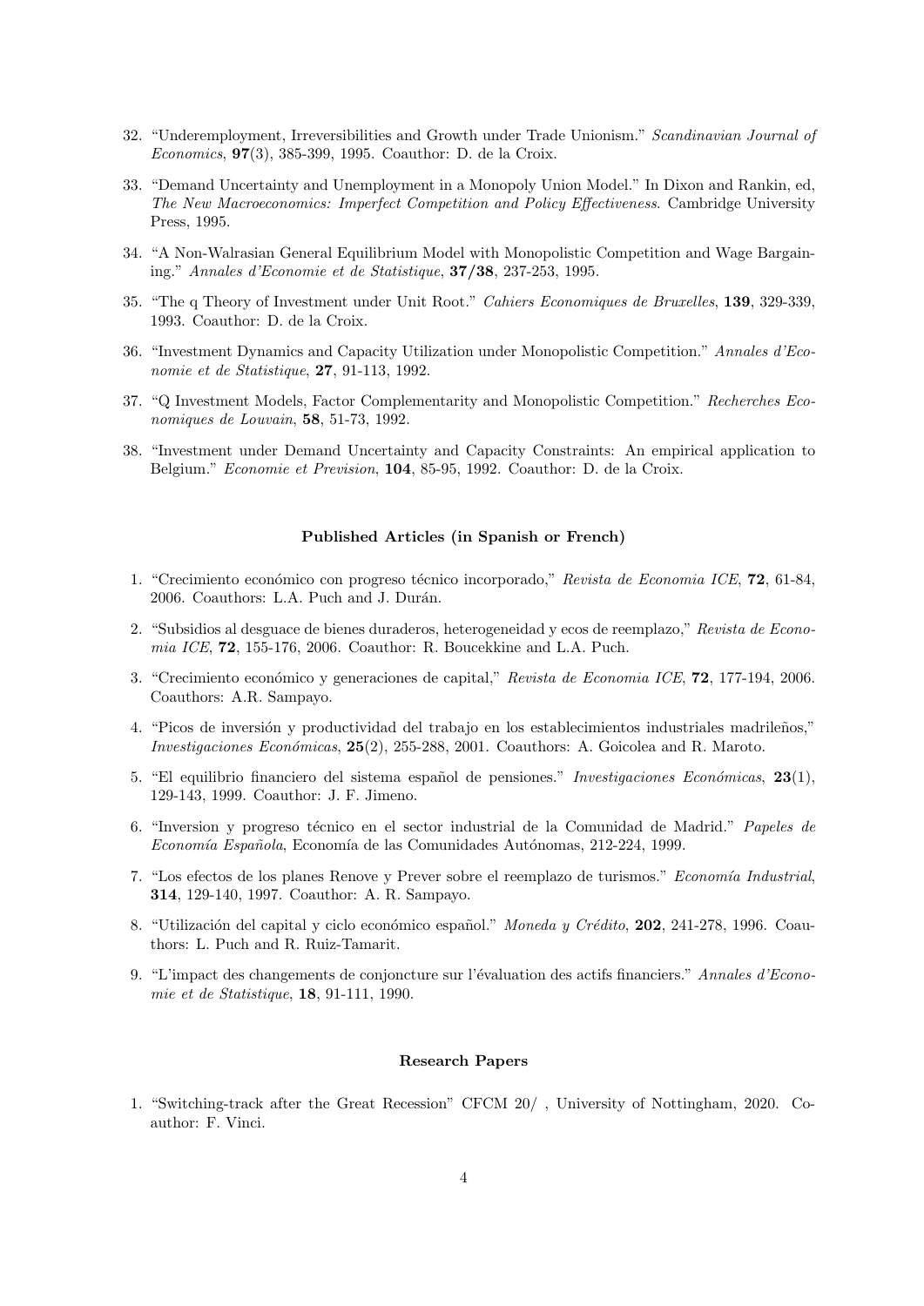32. "Underemployment, Irreversibilities and Growth under Trade Unionism." *Scandinavian Journal of Economics*, **97**(3), 385-399, 1995. Coauthor: D. de la Croix.

33. "Demand Uncertainty and Unemployment in a Monopoly Union Model." In Dixon and Rankin, ed, *The New Macroeconomics: Imperfect Competition and Policy Effectiveness*. Cambridge University Press, 1995.

34. "A Non-Walrasian General Equilibrium Model with Monopolistic Competition and Wage Bargaining." *Annales d'Economie et de Statistique*, **37/38**, 237-253, 1995.

35. "The q Theory of Investment under Unit Root." *Cahiers Economiques de Bruxelles*, **139**, 329-339, 1993. Coauthor: D. de la Croix.

36. "Investment Dynamics and Capacity Utilization under Monopolistic Competition." *Annales d'Economie et de Statistique*, **27**, 91-113, 1992.

37. "Q Investment Models, Factor Complementarity and Monopolistic Competition." *Recherches Economiques de Louvain*, **58**, 51-73, 1992.

38. "Investment under Demand Uncertainty and Capacity Constraints: An empirical application to Belgium." *Economie et Prevision*, **104**, 85-95, 1992. Coauthor: D. de la Croix.

### Published Articles (in Spanish or French)

1. "Crecimiento económico con progreso técnico incorporado," *Revista de Economia ICE*, **72**, 61-84, 2006. Coauthors: L.A. Puch and J. Durán.

2. "Subsidios al desguace de bienes duraderos, heterogeneidad y ecos de reemplazo," *Revista de Economia ICE*, **72**, 155-176, 2006. Coauthor: R. Boucekkine and L.A. Puch.

3. "Crecimiento económico y generaciones de capital," *Revista de Economia ICE*, **72**, 177-194, 2006. Coauthors: A.R. Sampayo.

4. "Picos de inversión y productividad del trabajo en los establecimientos industriales madrileños," *Investigaciones Económicas*, **25**(2), 255-288, 2001. Coauthors: A. Goicolea and R. Maroto.

5. "El equilibrio financiero del sistema español de pensiones." *Investigaciones Económicas*, **23**(1), 129-143, 1999. Coauthor: J. F. Jimeno.

6. "Inversion y progreso técnico en el sector industrial de la Comunidad de Madrid." *Papeles de Economía Española*, Economía de las Comunidades Autónomas, 212-224, 1999.

7. "Los efectos de los planes Renove y Prever sobre el reemplazo de turismos." *Economía Industrial*, **314**, 129-140, 1997. Coauthor: A. R. Sampayo.

8. "Utilización del capital y ciclo económico español." *Moneda y Crédito*, **202**, 241-278, 1996. Coauthors: L. Puch and R. Ruiz-Tamarit.

9. "L'impact des changements de conjoncture sur l'évaluation des actifs financiers." *Annales d'Economie et de Statistique*, **18**, 91-111, 1990.

### Research Papers

1. "Switching-track after the Great Recession" CFCM 20/ , University of Nottingham, 2020. Coauthor: F. Vinci.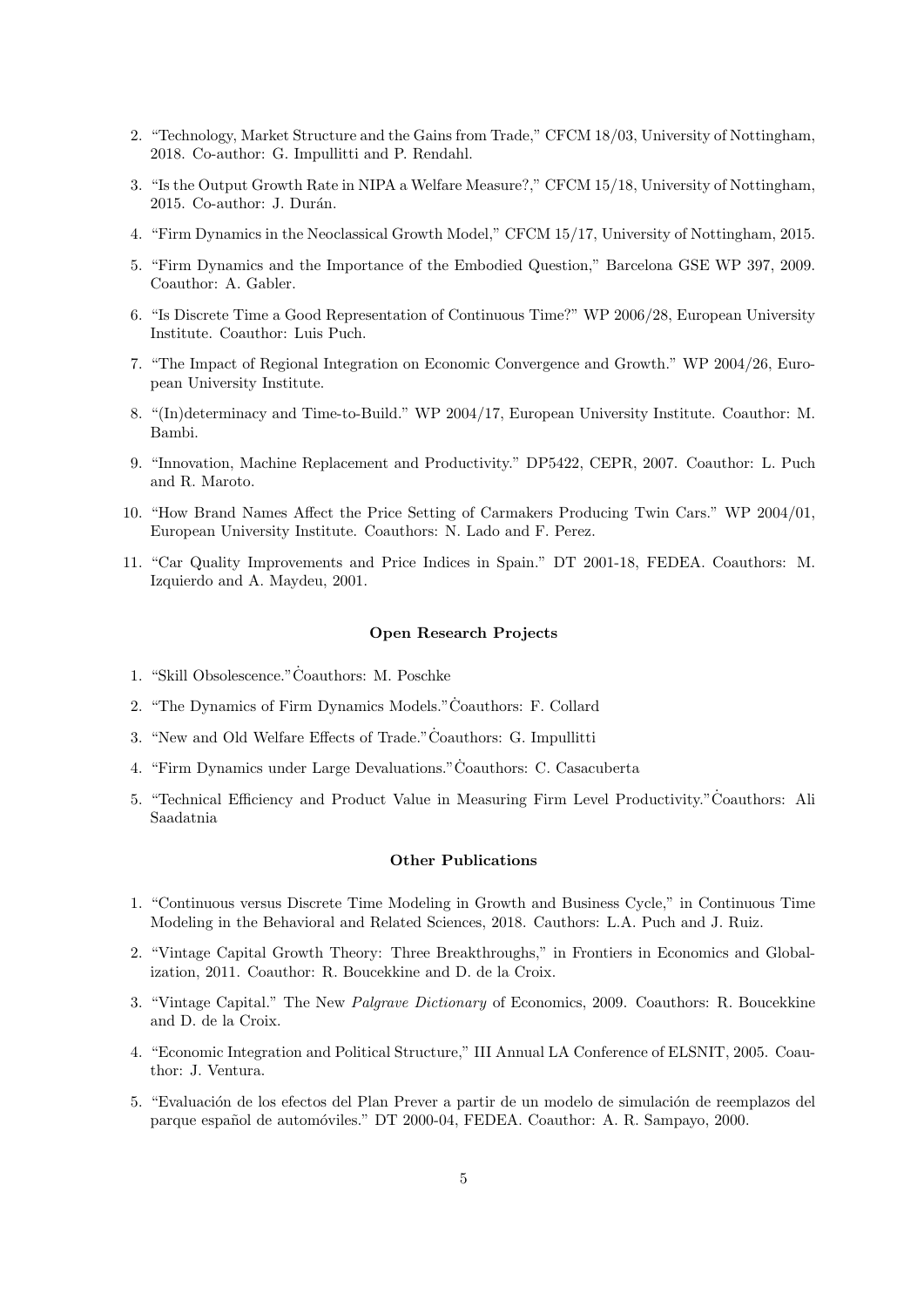2. "Technology, Market Structure and the Gains from Trade," CFCM 18/03, University of Nottingham, 2018. Co-author: G. Impullitti and P. Rendahl.
3. "Is the Output Growth Rate in NIPA a Welfare Measure?," CFCM 15/18, University of Nottingham, 2015. Co-author: J. Durán.
4. "Firm Dynamics in the Neoclassical Growth Model," CFCM 15/17, University of Nottingham, 2015.
5. "Firm Dynamics and the Importance of the Embodied Question," Barcelona GSE WP 397, 2009. Coauthor: A. Gabler.
6. "Is Discrete Time a Good Representation of Continuous Time?" WP 2006/28, European University Institute. Coauthor: Luis Puch.
7. "The Impact of Regional Integration on Economic Convergence and Growth." WP 2004/26, European University Institute.
8. "(In)determinacy and Time-to-Build." WP 2004/17, European University Institute. Coauthor: M. Bambi.
9. "Innovation, Machine Replacement and Productivity." DP5422, CEPR, 2007. Coauthor: L. Puch and R. Maroto.
10. "How Brand Names Affect the Price Setting of Carmakers Producing Twin Cars." WP 2004/01, European University Institute. Coauthors: N. Lado and F. Perez.
11. "Car Quality Improvements and Price Indices in Spain." DT 2001-18, FEDEA. Coauthors: M. Izquierdo and A. Maydeu, 2001.

### Open Research Projects

1. "Skill Obsolescence." Ċoauthors: M. Poschke
2. "The Dynamics of Firm Dynamics Models." Ċoauthors: F. Collard
3. "New and Old Welfare Effects of Trade." Ċoauthors: G. Impullitti
4. "Firm Dynamics under Large Devaluations." Ċoauthors: C. Casacuberta
5. "Technical Efficiency and Product Value in Measuring Firm Level Productivity." Ċoauthors: Ali Saadatnia

### Other Publications

1. "Continuous versus Discrete Time Modeling in Growth and Business Cycle," in Continuous Time Modeling in the Behavioral and Related Sciences, 2018. Cauthors: L.A. Puch and J. Ruiz.
2. "Vintage Capital Growth Theory: Three Breakthroughs," in Frontiers in Economics and Globalization, 2011. Coauthor: R. Boucekkine and D. de la Croix.
3. "Vintage Capital." The New *Palgrave Dictionary* of Economics, 2009. Coauthors: R. Boucekkine and D. de la Croix.
4. "Economic Integration and Political Structure," III Annual LA Conference of ELSNIT, 2005. Coauthor: J. Ventura.
5. "Evaluación de los efectos del Plan Prever a partir de un modelo de simulación de reemplazos del parque español de automóviles." DT 2000-04, FEDEA. Coauthor: A. R. Sampayo, 2000.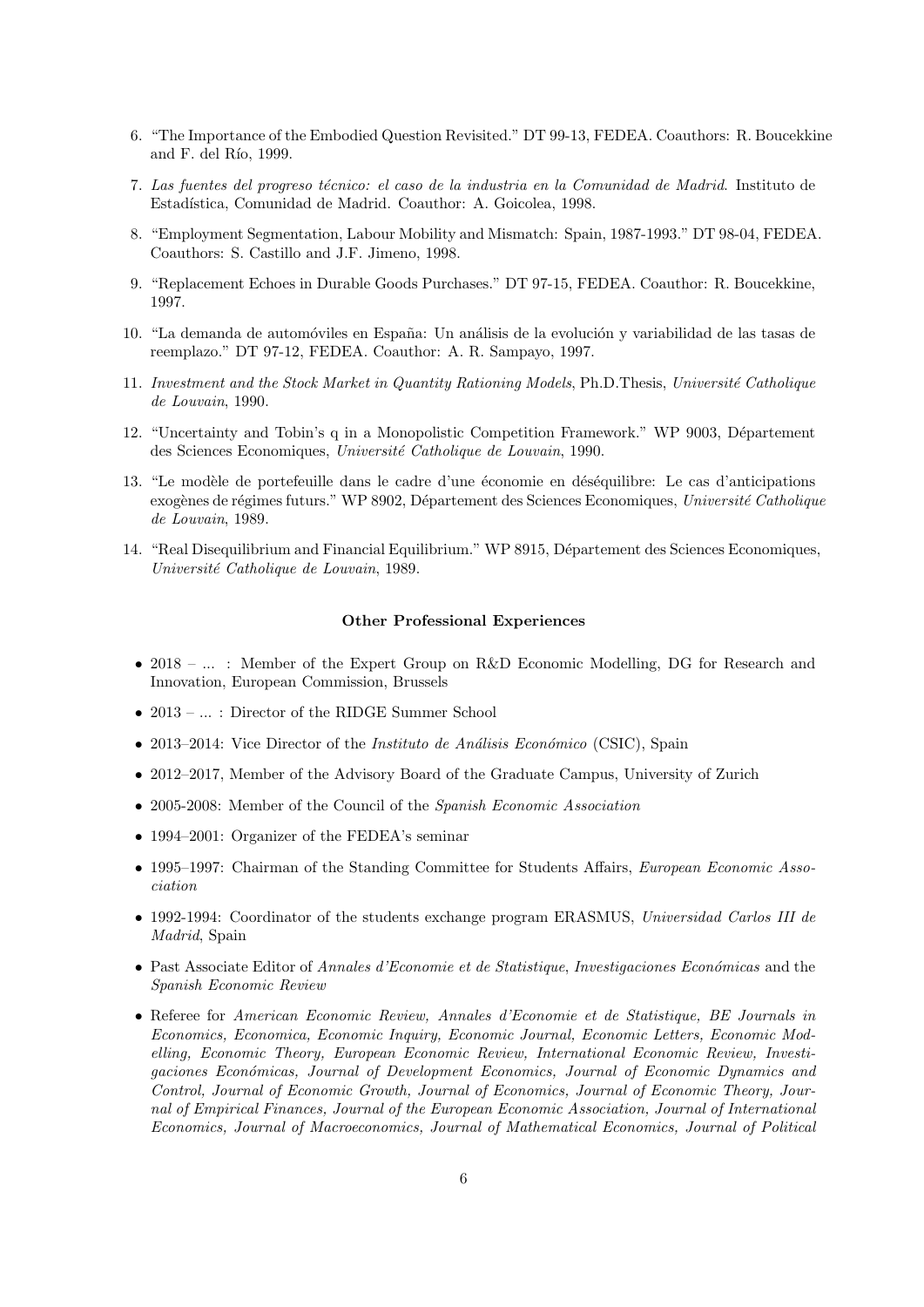6. "The Importance of the Embodied Question Revisited." DT 99-13, FEDEA. Coauthors: R. Boucekkine and F. del Río, 1999.

7. *Las fuentes del progreso técnico: el caso de la industria en la Comunidad de Madrid*. Instituto de Estadística, Comunidad de Madrid. Coauthor: A. Goicolea, 1998.

8. "Employment Segmentation, Labour Mobility and Mismatch: Spain, 1987-1993." DT 98-04, FEDEA. Coauthors: S. Castillo and J.F. Jimeno, 1998.

9. "Replacement Echoes in Durable Goods Purchases." DT 97-15, FEDEA. Coauthor: R. Boucekkine, 1997.

10. "La demanda de automóviles en España: Un análisis de la evolución y variabilidad de las tasas de reemplazo." DT 97-12, FEDEA. Coauthor: A. R. Sampayo, 1997.

11. *Investment and the Stock Market in Quantity Rationing Models*, Ph.D.Thesis, *Université Catholique de Louvain*, 1990.

12. "Uncertainty and Tobin's q in a Monopolistic Competition Framework." WP 9003, Département des Sciences Economiques, *Université Catholique de Louvain*, 1990.

13. "Le modèle de portefeuille dans le cadre d'une économie en déséquilibre: Le cas d'anticipations exogènes de régimes futurs." WP 8902, Département des Sciences Economiques, *Université Catholique de Louvain*, 1989.

14. "Real Disequilibrium and Financial Equilibrium." WP 8915, Département des Sciences Economiques, *Université Catholique de Louvain*, 1989.

### Other Professional Experiences

- 2018 – ... : Member of the Expert Group on R&D Economic Modelling, DG for Research and Innovation, European Commission, Brussels
- 2013 – ... : Director of the RIDGE Summer School
- 2013–2014: Vice Director of the *Instituto de Análisis Económico* (CSIC), Spain
- 2012–2017, Member of the Advisory Board of the Graduate Campus, University of Zurich
- 2005-2008: Member of the Council of the *Spanish Economic Association*
- 1994–2001: Organizer of the FEDEA's seminar
- 1995–1997: Chairman of the Standing Committee for Students Affairs, *European Economic Association*
- 1992-1994: Coordinator of the students exchange program ERASMUS, *Universidad Carlos III de Madrid*, Spain
- Past Associate Editor of *Annales d'Economie et de Statistique*, *Investigaciones Económicas* and the *Spanish Economic Review*
- Referee for *American Economic Review, Annales d'Economie et de Statistique, BE Journals in Economics, Economica, Economic Inquiry, Economic Journal, Economic Letters, Economic Modelling, Economic Theory, European Economic Review, International Economic Review, Investigaciones Económicas, Journal of Development Economics, Journal of Economic Dynamics and Control, Journal of Economic Growth, Journal of Economics, Journal of Economic Theory, Journal of Empirical Finances, Journal of the European Economic Association, Journal of International Economics, Journal of Macroeconomics, Journal of Mathematical Economics, Journal of Political*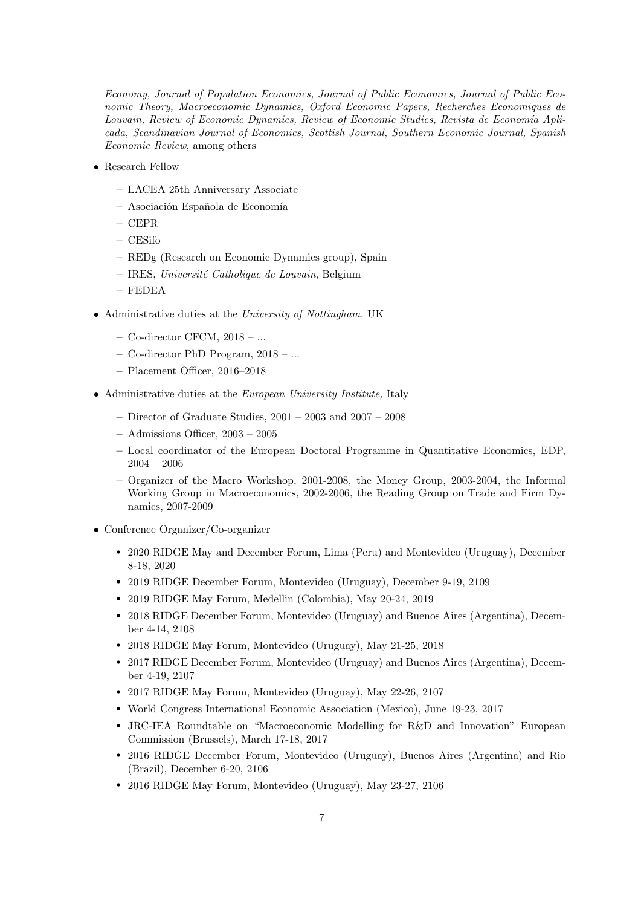*Economy, Journal of Population Economics, Journal of Public Economics, Journal of Public Economic Theory, Macroeconomic Dynamics, Oxford Economic Papers, Recherches Economiques de Louvain, Review of Economic Dynamics, Review of Economic Studies, Revista de Economía Aplicada, Scandinavian Journal of Economics, Scottish Journal, Southern Economic Journal, Spanish Economic Review*, among others

- Research Fellow
  - LACEA 25th Anniversary Associate
  - Asociación Española de Economía
  - CEPR
  - CESifo
  - REDg (Research on Economic Dynamics group), Spain
  - IRES, *Université Catholique de Louvain*, Belgium
  - FEDEA
- Administrative duties at the *University of Nottingham,* UK
  - Co-director CFCM, 2018 – ...
  - Co-director PhD Program, 2018 – ...
  - Placement Officer, 2016–2018
- Administrative duties at the *European University Institute,* Italy
  - Director of Graduate Studies, 2001 – 2003 and 2007 – 2008
  - Admissions Officer, 2003 – 2005
  - Local coordinator of the European Doctoral Programme in Quantitative Economics, EDP, 2004 – 2006
  - Organizer of the Macro Workshop, 2001-2008, the Money Group, 2003-2004, the Informal Working Group in Macroeconomics, 2002-2006, the Reading Group on Trade and Firm Dynamics, 2007-2009
- Conference Organizer/Co-organizer
  - 2020 RIDGE May and December Forum, Lima (Peru) and Montevideo (Uruguay), December 8-18, 2020
  - 2019 RIDGE December Forum, Montevideo (Uruguay), December 9-19, 2109
  - 2019 RIDGE May Forum, Medellin (Colombia), May 20-24, 2019
  - 2018 RIDGE December Forum, Montevideo (Uruguay) and Buenos Aires (Argentina), December 4-14, 2108
  - 2018 RIDGE May Forum, Montevideo (Uruguay), May 21-25, 2018
  - 2017 RIDGE December Forum, Montevideo (Uruguay) and Buenos Aires (Argentina), December 4-19, 2107
  - 2017 RIDGE May Forum, Montevideo (Uruguay), May 22-26, 2107
  - World Congress International Economic Association (Mexico), June 19-23, 2017
  - JRC-IEA Roundtable on "Macroeconomic Modelling for R&D and Innovation" European Commission (Brussels), March 17-18, 2017
  - 2016 RIDGE December Forum, Montevideo (Uruguay), Buenos Aires (Argentina) and Rio (Brazil), December 6-20, 2106
  - 2016 RIDGE May Forum, Montevideo (Uruguay), May 23-27, 2106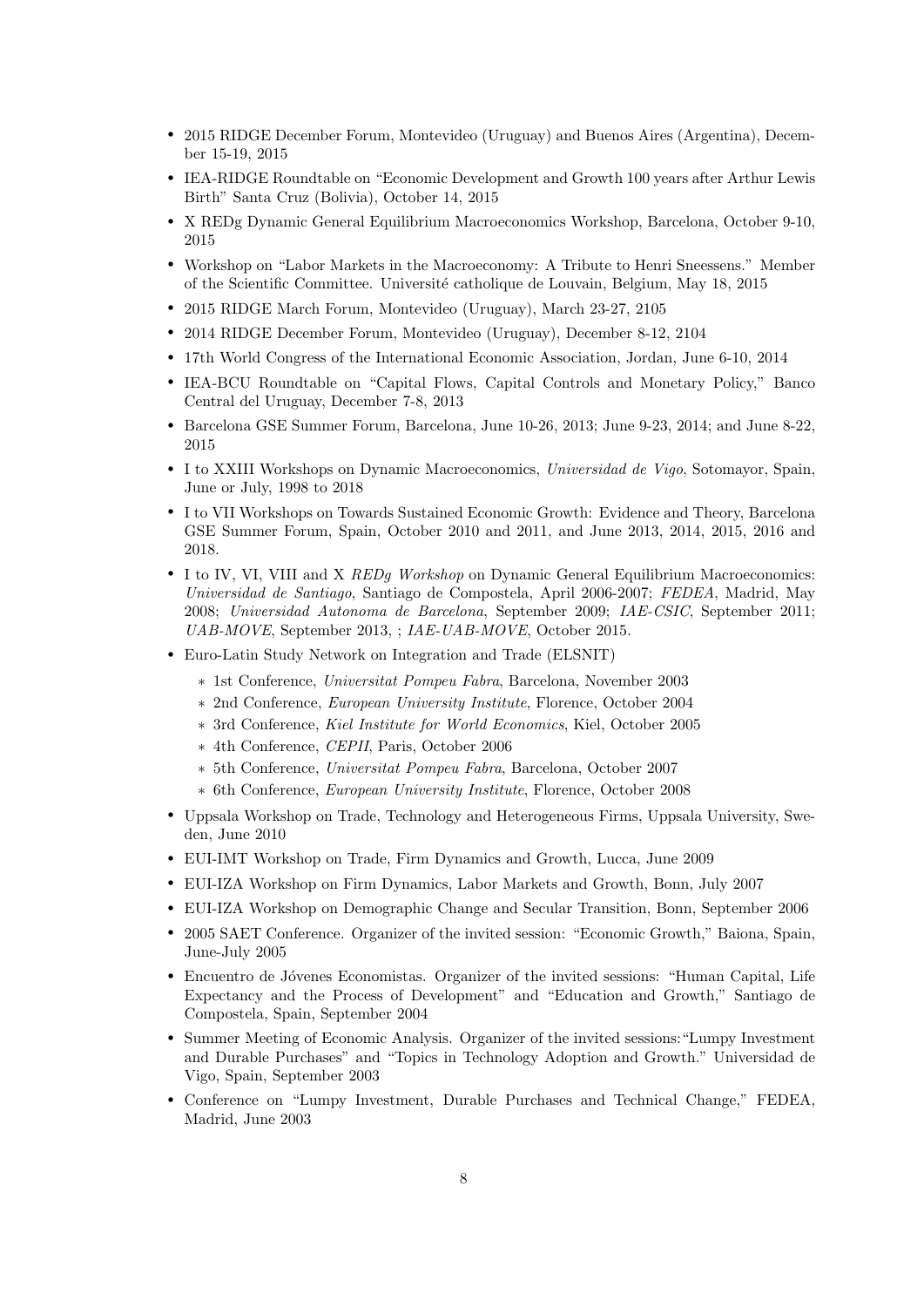- 2015 RIDGE December Forum, Montevideo (Uruguay) and Buenos Aires (Argentina), December 15-19, 2015
- IEA-RIDGE Roundtable on "Economic Development and Growth 100 years after Arthur Lewis Birth" Santa Cruz (Bolivia), October 14, 2015
- X REDg Dynamic General Equilibrium Macroeconomics Workshop, Barcelona, October 9-10, 2015
- Workshop on "Labor Markets in the Macroeconomy: A Tribute to Henri Sneessens." Member of the Scientific Committee. Université catholique de Louvain, Belgium, May 18, 2015
- 2015 RIDGE March Forum, Montevideo (Uruguay), March 23-27, 2105
- 2014 RIDGE December Forum, Montevideo (Uruguay), December 8-12, 2104
- 17th World Congress of the International Economic Association, Jordan, June 6-10, 2014
- IEA-BCU Roundtable on "Capital Flows, Capital Controls and Monetary Policy," Banco Central del Uruguay, December 7-8, 2013
- Barcelona GSE Summer Forum, Barcelona, June 10-26, 2013; June 9-23, 2014; and June 8-22, 2015
- I to XXIII Workshops on Dynamic Macroeconomics, *Universidad de Vigo*, Sotomayor, Spain, June or July, 1998 to 2018
- I to VII Workshops on Towards Sustained Economic Growth: Evidence and Theory, Barcelona GSE Summer Forum, Spain, October 2010 and 2011, and June 2013, 2014, 2015, 2016 and 2018.
- I to IV, VI, VIII and X *REDg Workshop* on Dynamic General Equilibrium Macroeconomics: *Universidad de Santiago*, Santiago de Compostela, April 2006-2007; *FEDEA*, Madrid, May 2008; *Universidad Autonoma de Barcelona*, September 2009; *IAE-CSIC*, September 2011; *UAB-MOVE*, September 2013, ; *IAE-UAB-MOVE*, October 2015.
- Euro-Latin Study Network on Integration and Trade (ELSNIT)
  - 1st Conference, *Universitat Pompeu Fabra*, Barcelona, November 2003
  - 2nd Conference, *European University Institute*, Florence, October 2004
  - 3rd Conference, *Kiel Institute for World Economics*, Kiel, October 2005
  - 4th Conference, *CEPII*, Paris, October 2006
  - 5th Conference, *Universitat Pompeu Fabra*, Barcelona, October 2007
  - 6th Conference, *European University Institute*, Florence, October 2008
- Uppsala Workshop on Trade, Technology and Heterogeneous Firms, Uppsala University, Sweden, June 2010
- EUI-IMT Workshop on Trade, Firm Dynamics and Growth, Lucca, June 2009
- EUI-IZA Workshop on Firm Dynamics, Labor Markets and Growth, Bonn, July 2007
- EUI-IZA Workshop on Demographic Change and Secular Transition, Bonn, September 2006
- 2005 SAET Conference. Organizer of the invited session: "Economic Growth," Baiona, Spain, June-July 2005
- Encuentro de Jóvenes Economistas. Organizer of the invited sessions: "Human Capital, Life Expectancy and the Process of Development" and "Education and Growth," Santiago de Compostela, Spain, September 2004
- Summer Meeting of Economic Analysis. Organizer of the invited sessions: "Lumpy Investment and Durable Purchases" and "Topics in Technology Adoption and Growth." Universidad de Vigo, Spain, September 2003
- Conference on "Lumpy Investment, Durable Purchases and Technical Change," FEDEA, Madrid, June 2003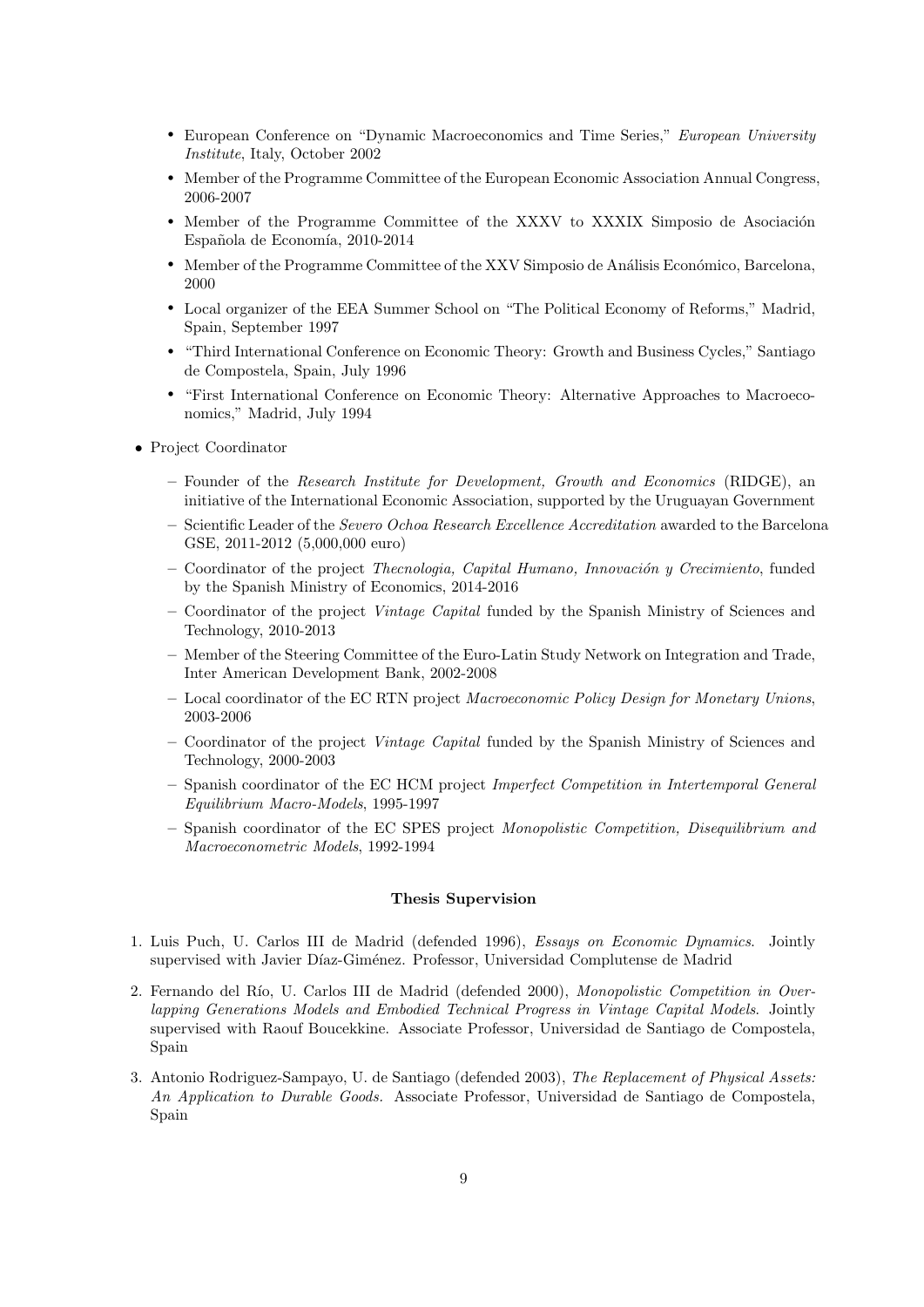- European Conference on "Dynamic Macroeconomics and Time Series," *European University Institute*, Italy, October 2002
  - Member of the Programme Committee of the European Economic Association Annual Congress, 2006-2007
  - Member of the Programme Committee of the XXXV to XXXIX Simposio de Asociación Española de Economía, 2010-2014
  - Member of the Programme Committee of the XXV Simposio de Análisis Económico, Barcelona, 2000
  - Local organizer of the EEA Summer School on "The Political Economy of Reforms," Madrid, Spain, September 1997
  - "Third International Conference on Economic Theory: Growth and Business Cycles," Santiago de Compostela, Spain, July 1996
  - "First International Conference on Economic Theory: Alternative Approaches to Macroeconomics," Madrid, July 1994

- Project Coordinator
  - Founder of the *Research Institute for Development, Growth and Economics* (RIDGE), an initiative of the International Economic Association, supported by the Uruguayan Government
  - Scientific Leader of the *Severo Ochoa Research Excellence Accreditation* awarded to the Barcelona GSE, 2011-2012 (5,000,000 euro)
  - Coordinator of the project *Thecnologia, Capital Humano, Innovación y Crecimiento*, funded by the Spanish Ministry of Economics, 2014-2016
  - Coordinator of the project *Vintage Capital* funded by the Spanish Ministry of Sciences and Technology, 2010-2013
  - Member of the Steering Committee of the Euro-Latin Study Network on Integration and Trade, Inter American Development Bank, 2002-2008
  - Local coordinator of the EC RTN project *Macroeconomic Policy Design for Monetary Unions*, 2003-2006
  - Coordinator of the project *Vintage Capital* funded by the Spanish Ministry of Sciences and Technology, 2000-2003
  - Spanish coordinator of the EC HCM project *Imperfect Competition in Intertemporal General Equilibrium Macro-Models*, 1995-1997
  - Spanish coordinator of the EC SPES project *Monopolistic Competition, Disequilibrium and Macroeconometric Models*, 1992-1994

**Thesis Supervision**

1. Luis Puch, U. Carlos III de Madrid (defended 1996), *Essays on Economic Dynamics*. Jointly supervised with Javier Díaz-Giménez. Professor, Universidad Complutense de Madrid
2. Fernando del Río, U. Carlos III de Madrid (defended 2000), *Monopolistic Competition in Overlapping Generations Models and Embodied Technical Progress in Vintage Capital Models*. Jointly supervised with Raouf Boucekkine. Associate Professor, Universidad de Santiago de Compostela, Spain
3. Antonio Rodriguez-Sampayo, U. de Santiago (defended 2003), *The Replacement of Physical Assets: An Application to Durable Goods.* Associate Professor, Universidad de Santiago de Compostela, Spain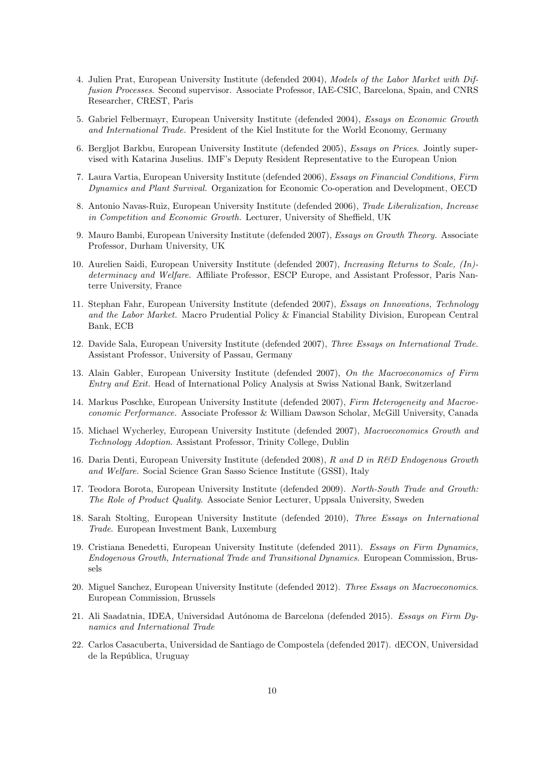4. Julien Prat, European University Institute (defended 2004), *Models of the Labor Market with Diffusion Processes*. Second supervisor. Associate Professor, IAE-CSIC, Barcelona, Spain, and CNRS Researcher, CREST, Paris

5. Gabriel Felbermayr, European University Institute (defended 2004), *Essays on Economic Growth and International Trade.* President of the Kiel Institute for the World Economy, Germany

6. Bergljot Barkbu, European University Institute (defended 2005), *Essays on Prices*. Jointly supervised with Katarina Juselius. IMF's Deputy Resident Representative to the European Union

7. Laura Vartia, European University Institute (defended 2006), *Essays on Financial Conditions, Firm Dynamics and Plant Survival.* Organization for Economic Co-operation and Development, OECD

8. Antonio Navas-Ruiz, European University Institute (defended 2006), *Trade Liberalization, Increase in Competition and Economic Growth.* Lecturer, University of Sheffield, UK

9. Mauro Bambi, European University Institute (defended 2007), *Essays on Growth Theory.* Associate Professor, Durham University, UK

10. Aurelien Saidi, European University Institute (defended 2007), *Increasing Returns to Scale, (In)-determinacy and Welfare.* Affiliate Professor, ESCP Europe, and Assistant Professor, Paris Nanterre University, France

11. Stephan Fahr, European University Institute (defended 2007), *Essays on Innovations, Technology and the Labor Market.* Macro Prudential Policy & Financial Stability Division, European Central Bank, ECB

12. Davide Sala, European University Institute (defended 2007), *Three Essays on International Trade.* Assistant Professor, University of Passau, Germany

13. Alain Gabler, European University Institute (defended 2007), *On the Macroeconomics of Firm Entry and Exit.* Head of International Policy Analysis at Swiss National Bank, Switzerland

14. Markus Poschke, European University Institute (defended 2007), *Firm Heterogeneity and Macroeconomic Performance.* Associate Professor & William Dawson Scholar, McGill University, Canada

15. Michael Wycherley, European University Institute (defended 2007), *Macroeconomics Growth and Technology Adoption.* Assistant Professor, Trinity College, Dublin

16. Daria Denti, European University Institute (defended 2008), *R and D in R&D Endogenous Growth and Welfare.* Social Science Gran Sasso Science Institute (GSSI), Italy

17. Teodora Borota, European University Institute (defended 2009). *North-South Trade and Growth: The Role of Product Quality.* Associate Senior Lecturer, Uppsala University, Sweden

18. Sarah Stolting, European University Institute (defended 2010), *Three Essays on International Trade*. European Investment Bank, Luxemburg

19. Cristiana Benedetti, European University Institute (defended 2011). *Essays on Firm Dynamics, Endogenous Growth, International Trade and Transitional Dynamics*. European Commission, Brussels

20. Miguel Sanchez, European University Institute (defended 2012). *Three Essays on Macroeconomics.* European Commission, Brussels

21. Ali Saadatnia, IDEA, Universidad Autónoma de Barcelona (defended 2015). *Essays on Firm Dynamics and International Trade*

22. Carlos Casacuberta, Universidad de Santiago de Compostela (defended 2017). dECON, Universidad de la República, Uruguay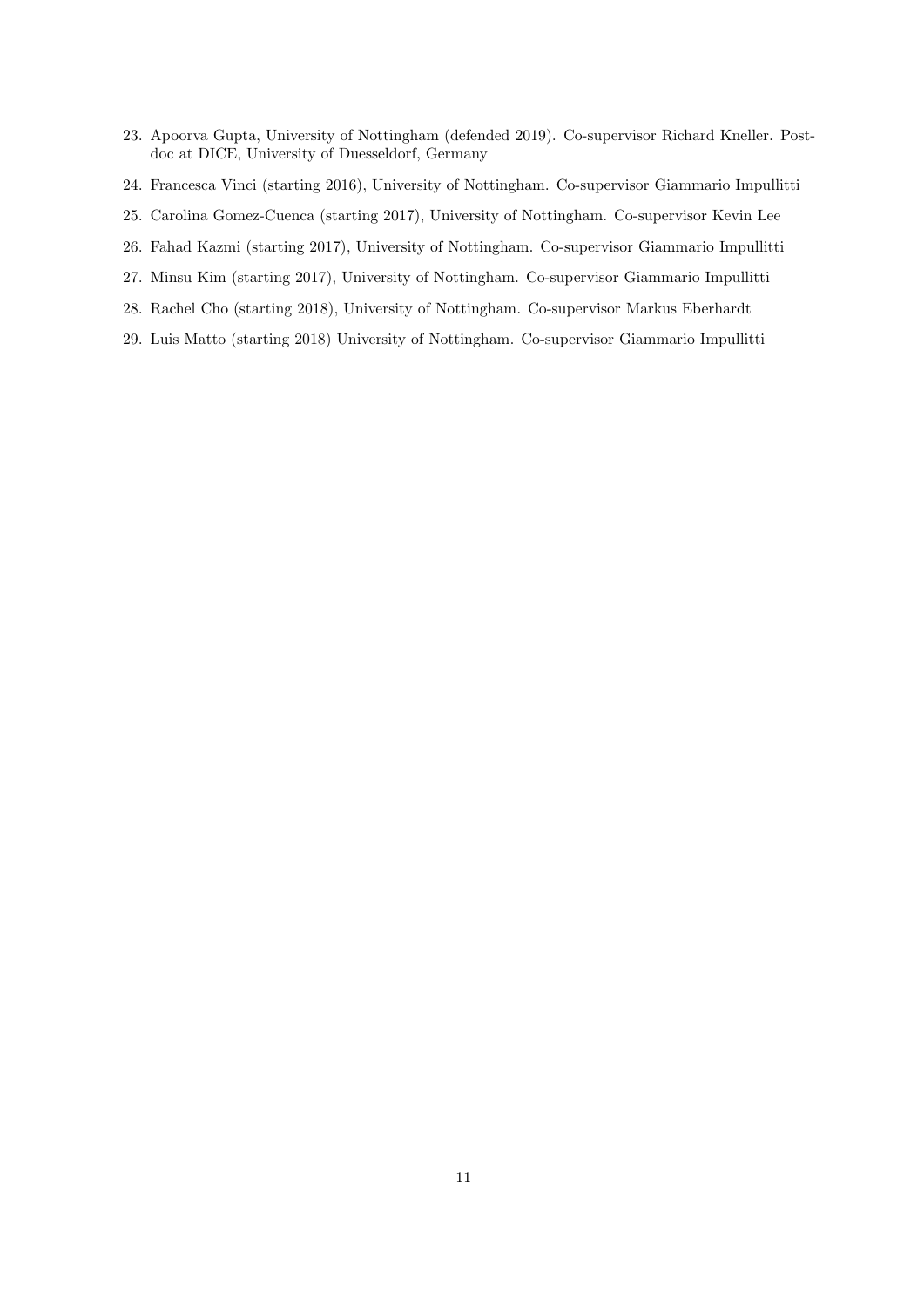23. Apoorva Gupta, University of Nottingham (defended 2019). Co-supervisor Richard Kneller. Post-doc at DICE, University of Duesseldorf, Germany
24. Francesca Vinci (starting 2016), University of Nottingham. Co-supervisor Giammario Impullitti
25. Carolina Gomez-Cuenca (starting 2017), University of Nottingham. Co-supervisor Kevin Lee
26. Fahad Kazmi (starting 2017), University of Nottingham. Co-supervisor Giammario Impullitti
27. Minsu Kim (starting 2017), University of Nottingham. Co-supervisor Giammario Impullitti
28. Rachel Cho (starting 2018), University of Nottingham. Co-supervisor Markus Eberhardt
29. Luis Matto (starting 2018) University of Nottingham. Co-supervisor Giammario Impullitti